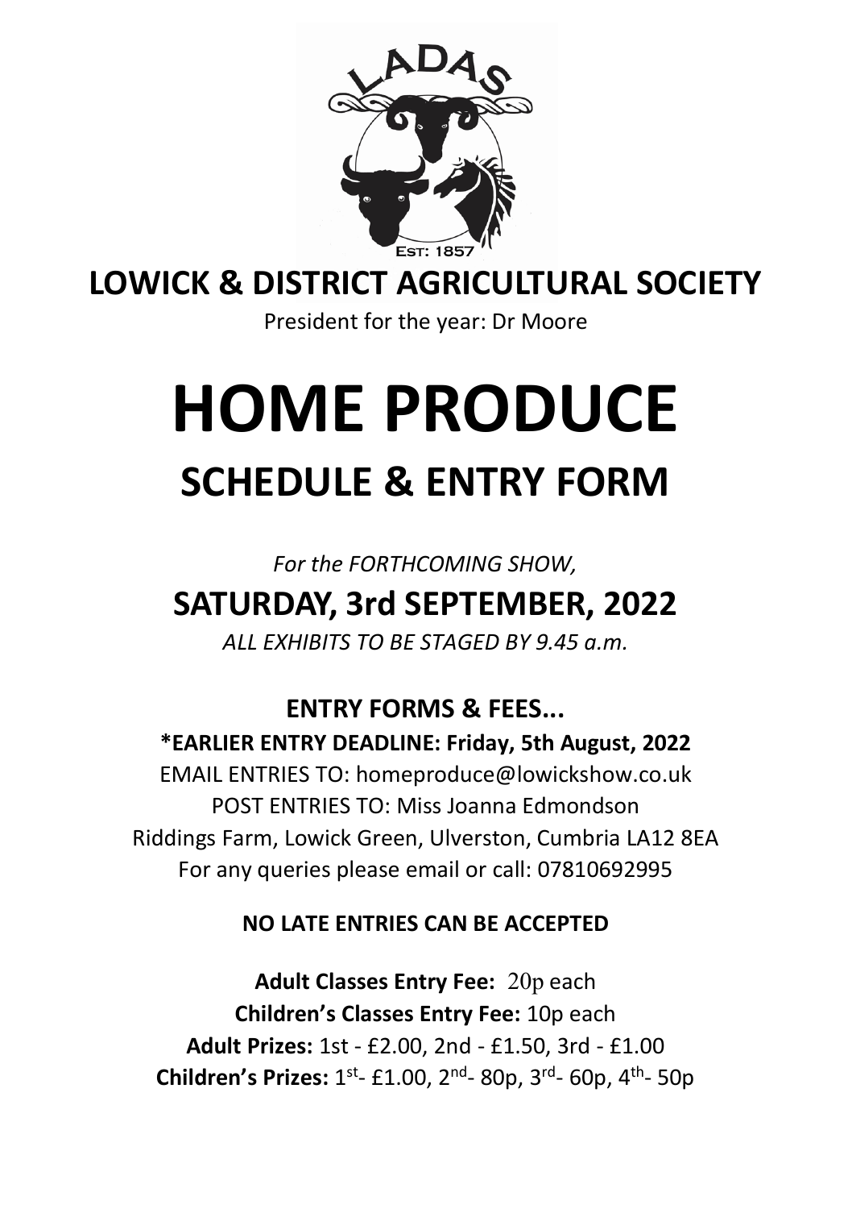# LOWICK & DISTRICT AGRICULTURAL SOCIETY

President for the year: Dr Moore

# HOME PRODUCE

## SCHEDULE & ENTRY FORM

*For the FORTHCOMING SHOW,*

## SATURDAY, 3rd SEPTEMBER, 2022

*ALL EXHIBITS TO BE STAGED BY 9.45 a.m.*

### ENTRY FORMS & FEES...

**\*EARLIER ENTRY DEADLINE: Friday, 5th August, 2022**

EMAIL ENTRIES TO: homeproduce@lowickshow.co.uk

POST ENTRIES TO: Miss Joanna Edmondson

Riddings Farm, Lowick Green, Ulverston, Cumbria LA12 8EA

For any queries please email or call: 07810692995

**NO LATE ENTRIES CAN BE ACCEPTED**

**Adult Classes Entry Fee:** 20p each

**Children's Classes Entry Fee:** 10p each

**Adult Prizes:** 1st - £2.00, 2nd - £1.50, 3rd - £1.00

**Children's Prizes:** 1st - £1.00, 2nd - 80p, 3rd - 60p, 4th - 50p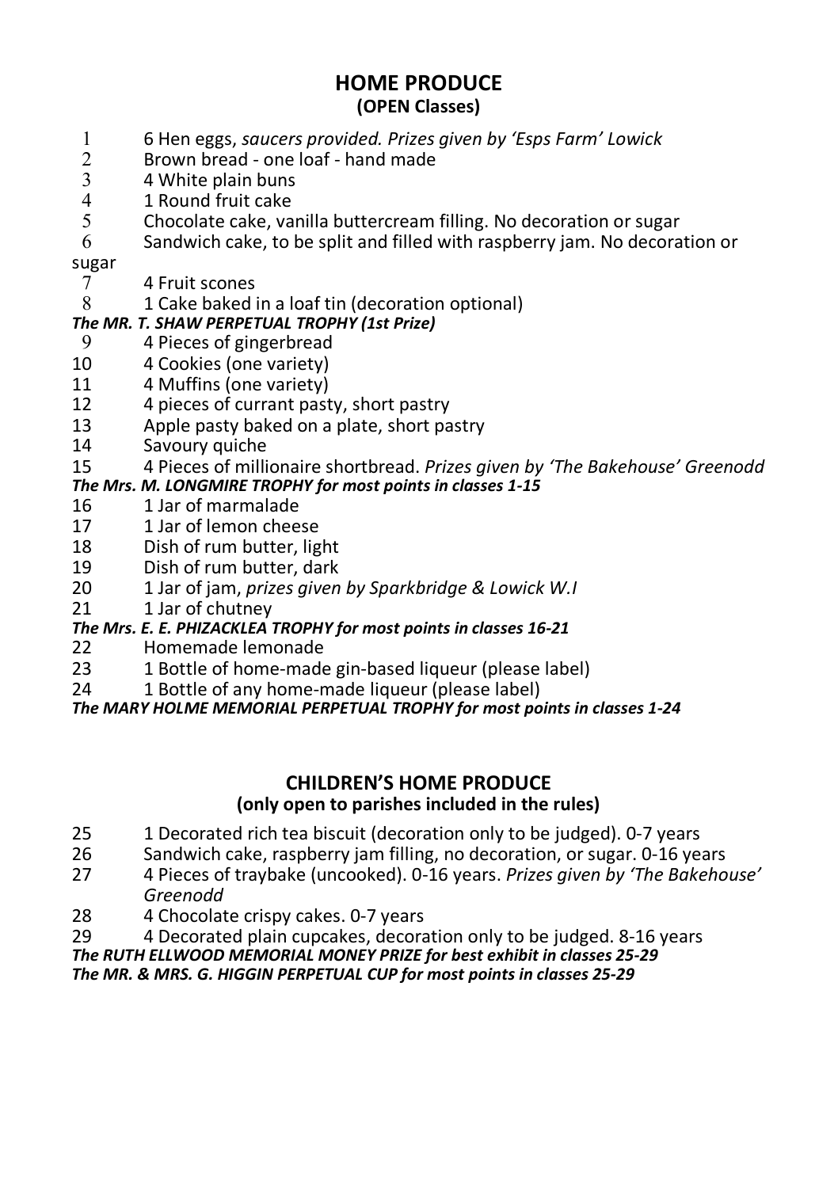## HOME PRODUCE
### (OPEN Classes)

1 6 Hen eggs, *saucers provided. Prizes given by 'Esps Farm' Lowick*
2 Brown bread - one loaf - hand made
3 4 White plain buns
4 1 Round fruit cake
5 Chocolate cake, vanilla buttercream filling. No decoration or sugar
6 Sandwich cake, to be split and filled with raspberry jam. No decoration or sugar
7 4 Fruit scones
8 1 Cake baked in a loaf tin (decoration optional)

***The MR. T. SHAW PERPETUAL TROPHY (1st Prize)***

9 4 Pieces of gingerbread
10 4 Cookies (one variety)
11 4 Muffins (one variety)
12 4 pieces of currant pasty, short pastry
13 Apple pasty baked on a plate, short pastry
14 Savoury quiche
15 4 Pieces of millionaire shortbread. *Prizes given by 'The Bakehouse' Greenodd*

***The Mrs. M. LONGMIRE TROPHY for most points in classes 1-15***

16 1 Jar of marmalade
17 1 Jar of lemon cheese
18 Dish of rum butter, light
19 Dish of rum butter, dark
20 1 Jar of jam, *prizes given by Sparkbridge & Lowick W.I*
21 1 Jar of chutney

***The Mrs. E. E. PHIZACKLEA TROPHY for most points in classes 16-21***

22 Homemade lemonade
23 1 Bottle of home-made gin-based liqueur (please label)
24 1 Bottle of any home-made liqueur (please label)

***The MARY HOLME MEMORIAL PERPETUAL TROPHY for most points in classes 1-24***

## CHILDREN'S HOME PRODUCE
### (only open to parishes included in the rules)

25 1 Decorated rich tea biscuit (decoration only to be judged). 0-7 years
26 Sandwich cake, raspberry jam filling, no decoration, or sugar. 0-16 years
27 4 Pieces of traybake (uncooked). 0-16 years. *Prizes given by 'The Bakehouse' Greenodd*
28 4 Chocolate crispy cakes. 0-7 years
29 4 Decorated plain cupcakes, decoration only to be judged. 8-16 years

***The RUTH ELLWOOD MEMORIAL MONEY PRIZE for best exhibit in classes 25-29***
***The MR. & MRS. G. HIGGIN PERPETUAL CUP for most points in classes 25-29***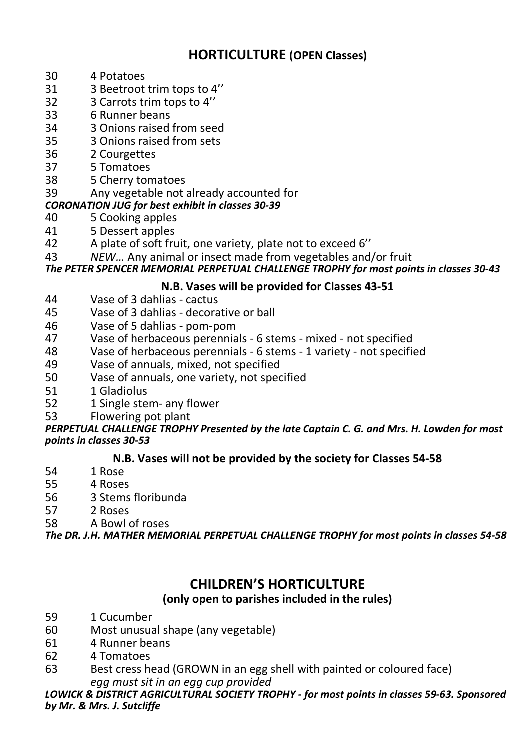## HORTICULTURE (OPEN Classes)

30 4 Potatoes
31 3 Beetroot trim tops to 4''
32 3 Carrots trim tops to 4''
33 6 Runner beans
34 3 Onions raised from seed
35 3 Onions raised from sets
36 2 Courgettes
37 5 Tomatoes
38 5 Cherry tomatoes
39 Any vegetable not already accounted for

***CORONATION JUG for best exhibit in classes 30-39***

40 5 Cooking apples
41 5 Dessert apples
42 A plate of soft fruit, one variety, plate not to exceed 6''
43 *NEW…* Any animal or insect made from vegetables and/or fruit

***The PETER SPENCER MEMORIAL PERPETUAL CHALLENGE TROPHY for most points in classes 30-43***

**N.B. Vases will be provided for Classes 43-51**

44 Vase of 3 dahlias - cactus
45 Vase of 3 dahlias - decorative or ball
46 Vase of 5 dahlias - pom-pom
47 Vase of herbaceous perennials - 6 stems - mixed - not specified
48 Vase of herbaceous perennials - 6 stems - 1 variety - not specified
49 Vase of annuals, mixed, not specified
50 Vase of annuals, one variety, not specified
51 1 Gladiolus
52 1 Single stem- any flower
53 Flowering pot plant

***PERPETUAL CHALLENGE TROPHY Presented by the late Captain C. G. and Mrs. H. Lowden for most points in classes 30-53***

**N.B. Vases will not be provided by the society for Classes 54-58**

54 1 Rose
55 4 Roses
56 3 Stems floribunda
57 2 Roses
58 A Bowl of roses

***The DR. J.H. MATHER MEMORIAL PERPETUAL CHALLENGE TROPHY for most points in classes 54-58***

## CHILDREN'S HORTICULTURE

**(only open to parishes included in the rules)**

59 1 Cucumber
60 Most unusual shape (any vegetable)
61 4 Runner beans
62 4 Tomatoes
63 Best cress head (GROWN in an egg shell with painted or coloured face)
*egg must sit in an egg cup provided*

***LOWICK & DISTRICT AGRICULTURAL SOCIETY TROPHY - for most points in classes 59-63. Sponsored by Mr. & Mrs. J. Sutcliffe***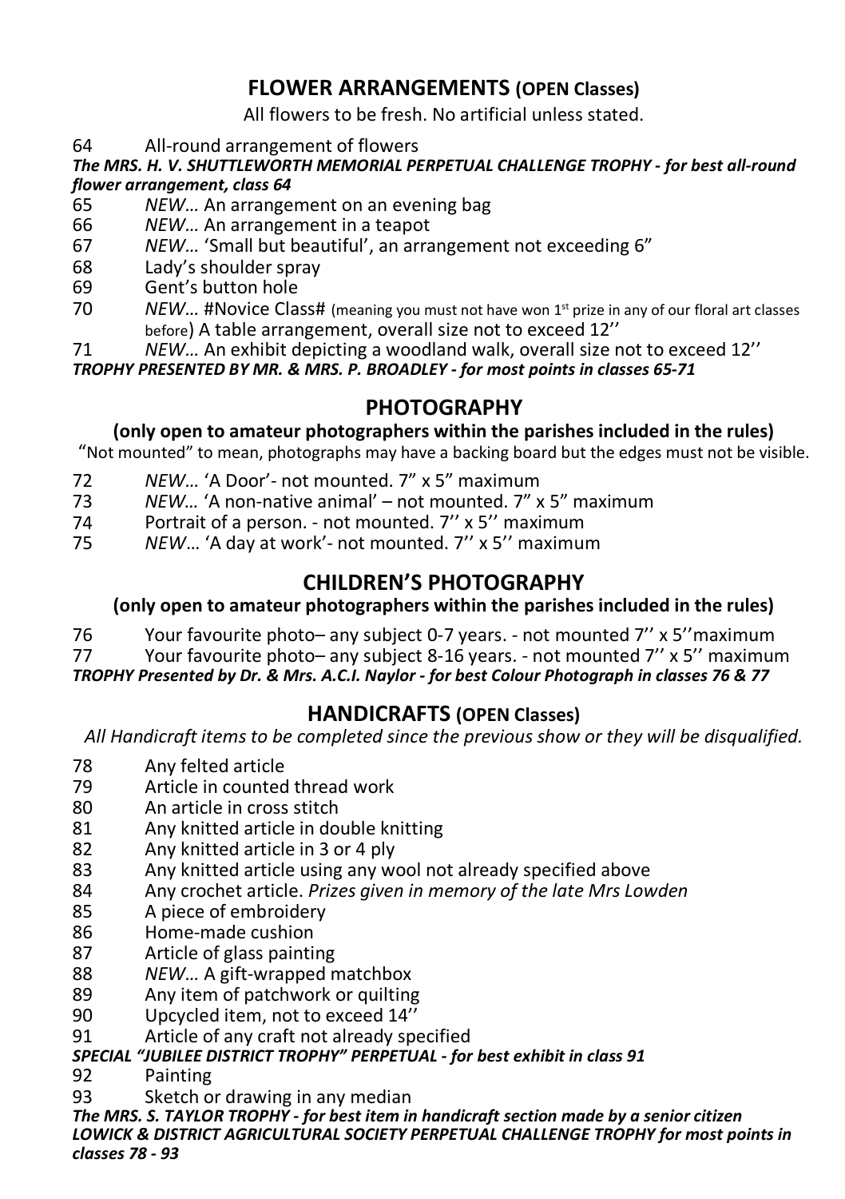## FLOWER ARRANGEMENTS (OPEN Classes)

All flowers to be fresh. No artificial unless stated.

64 All-round arrangement of flowers

***The MRS. H. V. SHUTTLEWORTH MEMORIAL PERPETUAL CHALLENGE TROPHY - for best all-round flower arrangement, class 64***

65 *NEW…* An arrangement on an evening bag
66 *NEW…* An arrangement in a teapot
67 *NEW…* 'Small but beautiful', an arrangement not exceeding 6"
68 Lady's shoulder spray
69 Gent's button hole
70 *NEW…* #Novice Class# (meaning you must not have won 1st prize in any of our floral art classes before) A table arrangement, overall size not to exceed 12''
71 *NEW…* An exhibit depicting a woodland walk, overall size not to exceed 12''

***TROPHY PRESENTED BY MR. & MRS. P. BROADLEY - for most points in classes 65-71***

## PHOTOGRAPHY

### (only open to amateur photographers within the parishes included in the rules)

"Not mounted" to mean, photographs may have a backing board but the edges must not be visible.

72 *NEW…* 'A Door'- not mounted. 7" x 5" maximum
73 *NEW…* 'A non-native animal' – not mounted. 7" x 5" maximum
74 Portrait of a person. - not mounted. 7'' x 5'' maximum
75 *NEW*… 'A day at work'- not mounted. 7'' x 5'' maximum

## CHILDREN'S PHOTOGRAPHY

### (only open to amateur photographers within the parishes included in the rules)

76 Your favourite photo– any subject 0-7 years. - not mounted 7'' x 5''maximum
77 Your favourite photo– any subject 8-16 years. - not mounted 7'' x 5'' maximum

***TROPHY Presented by Dr. & Mrs. A.C.I. Naylor - for best Colour Photograph in classes 76 & 77***

## HANDICRAFTS (OPEN Classes)

*All Handicraft items to be completed since the previous show or they will be disqualified.*

78 Any felted article
79 Article in counted thread work
80 An article in cross stitch
81 Any knitted article in double knitting
82 Any knitted article in 3 or 4 ply
83 Any knitted article using any wool not already specified above
84 Any crochet article. *Prizes given in memory of the late Mrs Lowden*
85 A piece of embroidery
86 Home-made cushion
87 Article of glass painting
88 *NEW…* A gift-wrapped matchbox
89 Any item of patchwork or quilting
90 Upcycled item, not to exceed 14''
91 Article of any craft not already specified

***SPECIAL "JUBILEE DISTRICT TROPHY" PERPETUAL - for best exhibit in class 91***

92 Painting
93 Sketch or drawing in any median

***The MRS. S. TAYLOR TROPHY - for best item in handicraft section made by a senior citizen***
***LOWICK & DISTRICT AGRICULTURAL SOCIETY PERPETUAL CHALLENGE TROPHY for most points in classes 78 - 93***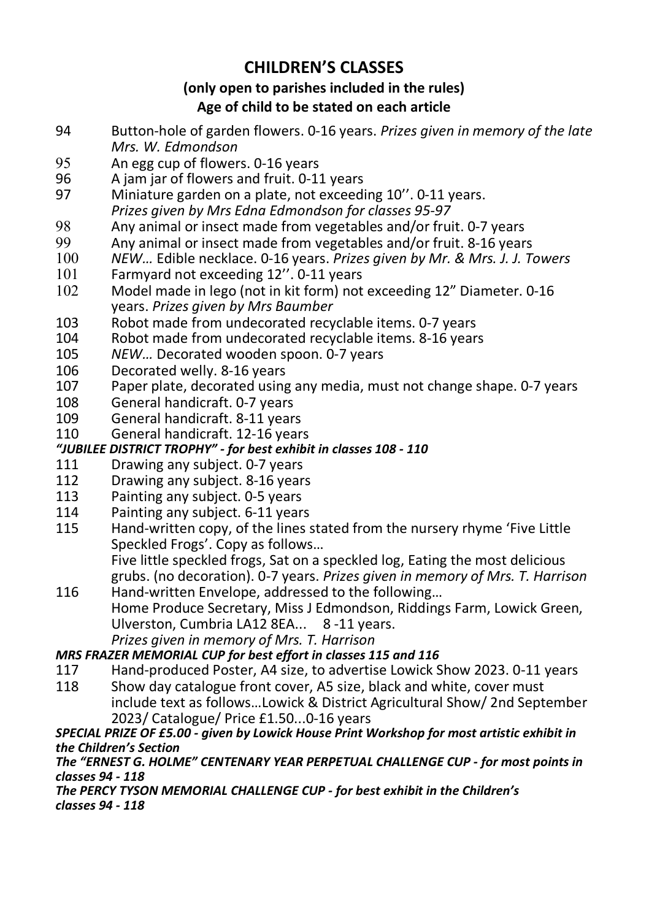# CHILDREN'S CLASSES

**(only open to parishes included in the rules)**

**Age of child to be stated on each article**

94 Button-hole of garden flowers. 0-16 years. *Prizes given in memory of the late Mrs. W. Edmondson*

95 An egg cup of flowers. 0-16 years

96 A jam jar of flowers and fruit. 0-11 years

97 Miniature garden on a plate, not exceeding 10''. 0-11 years.
*Prizes given by Mrs Edna Edmondson for classes 95-97*

98 Any animal or insect made from vegetables and/or fruit. 0-7 years

99 Any animal or insect made from vegetables and/or fruit. 8-16 years

100 *NEW…* Edible necklace. 0-16 years. *Prizes given by Mr. & Mrs. J. J. Towers*

101 Farmyard not exceeding 12''. 0-11 years

102 Model made in lego (not in kit form) not exceeding 12" Diameter. 0-16 years. *Prizes given by Mrs Baumber*

103 Robot made from undecorated recyclable items. 0-7 years

104 Robot made from undecorated recyclable items. 8-16 years

105 *NEW…* Decorated wooden spoon. 0-7 years

106 Decorated welly. 8-16 years

107 Paper plate, decorated using any media, must not change shape. 0-7 years

108 General handicraft. 0-7 years

109 General handicraft. 8-11 years

110 General handicraft. 12-16 years

***"JUBILEE DISTRICT TROPHY" - for best exhibit in classes 108 - 110***

111 Drawing any subject. 0-7 years

112 Drawing any subject. 8-16 years

113 Painting any subject. 0-5 years

114 Painting any subject. 6-11 years

115 Hand-written copy, of the lines stated from the nursery rhyme 'Five Little Speckled Frogs'. Copy as follows…
Five little speckled frogs, Sat on a speckled log, Eating the most delicious grubs. (no decoration). 0-7 years. *Prizes given in memory of Mrs. T. Harrison*

116 Hand-written Envelope, addressed to the following…
Home Produce Secretary, Miss J Edmondson, Riddings Farm, Lowick Green, Ulverston, Cumbria LA12 8EA... 8 -11 years.
*Prizes given in memory of Mrs. T. Harrison*

***MRS FRAZER MEMORIAL CUP for best effort in classes 115 and 116***

117 Hand-produced Poster, A4 size, to advertise Lowick Show 2023. 0-11 years

118 Show day catalogue front cover, A5 size, black and white, cover must include text as follows…Lowick & District Agricultural Show/ 2nd September 2023/ Catalogue/ Price £1.50...0-16 years

***SPECIAL PRIZE OF £5.00 - given by Lowick House Print Workshop for most artistic exhibit in the Children's Section***

***The "ERNEST G. HOLME" CENTENARY YEAR PERPETUAL CHALLENGE CUP - for most points in classes 94 - 118***

***The PERCY TYSON MEMORIAL CHALLENGE CUP - for best exhibit in the Children's classes 94 - 118***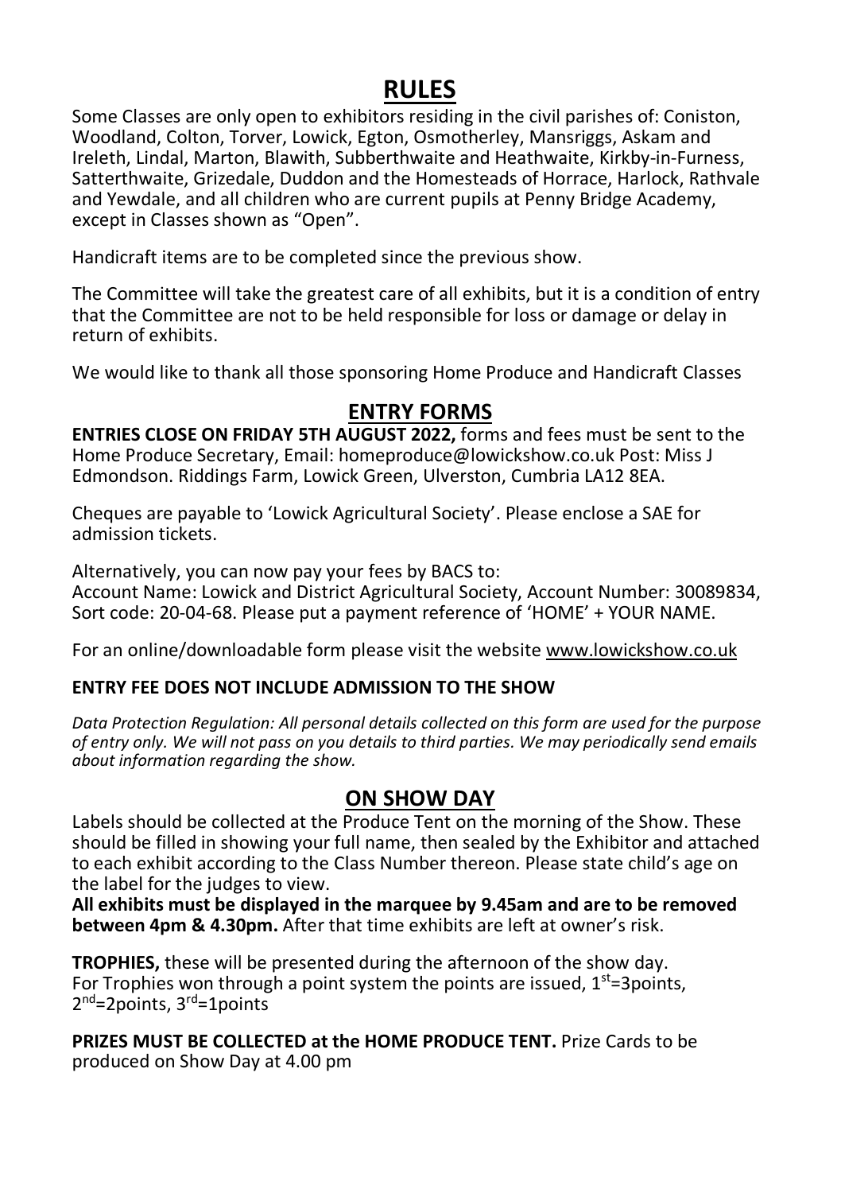# RULES

Some Classes are only open to exhibitors residing in the civil parishes of: Coniston, Woodland, Colton, Torver, Lowick, Egton, Osmotherley, Mansriggs, Askam and Ireleth, Lindal, Marton, Blawith, Subberthwaite and Heathwaite, Kirkby-in-Furness, Satterthwaite, Grizedale, Duddon and the Homesteads of Horrace, Harlock, Rathvale and Yewdale, and all children who are current pupils at Penny Bridge Academy, except in Classes shown as "Open".

Handicraft items are to be completed since the previous show.

The Committee will take the greatest care of all exhibits, but it is a condition of entry that the Committee are not to be held responsible for loss or damage or delay in return of exhibits.

We would like to thank all those sponsoring Home Produce and Handicraft Classes

## ENTRY FORMS

**ENTRIES CLOSE ON FRIDAY 5TH AUGUST 2022,** forms and fees must be sent to the Home Produce Secretary, Email: homeproduce@lowickshow.co.uk Post: Miss J Edmondson. Riddings Farm, Lowick Green, Ulverston, Cumbria LA12 8EA.

Cheques are payable to 'Lowick Agricultural Society'. Please enclose a SAE for admission tickets.

Alternatively, you can now pay your fees by BACS to:
Account Name: Lowick and District Agricultural Society, Account Number: 30089834, Sort code: 20-04-68. Please put a payment reference of 'HOME' + YOUR NAME.

For an online/downloadable form please visit the website www.lowickshow.co.uk

**ENTRY FEE DOES NOT INCLUDE ADMISSION TO THE SHOW**

*Data Protection Regulation: All personal details collected on this form are used for the purpose of entry only. We will not pass on you details to third parties. We may periodically send emails about information regarding the show.*

## ON SHOW DAY

Labels should be collected at the Produce Tent on the morning of the Show. These should be filled in showing your full name, then sealed by the Exhibitor and attached to each exhibit according to the Class Number thereon. Please state child's age on the label for the judges to view.

**All exhibits must be displayed in the marquee by 9.45am and are to be removed between 4pm & 4.30pm.** After that time exhibits are left at owner's risk.

**TROPHIES,** these will be presented during the afternoon of the show day.
For Trophies won through a point system the points are issued, 1st=3points, 2nd=2points, 3rd=1points

**PRIZES MUST BE COLLECTED at the HOME PRODUCE TENT.** Prize Cards to be produced on Show Day at 4.00 pm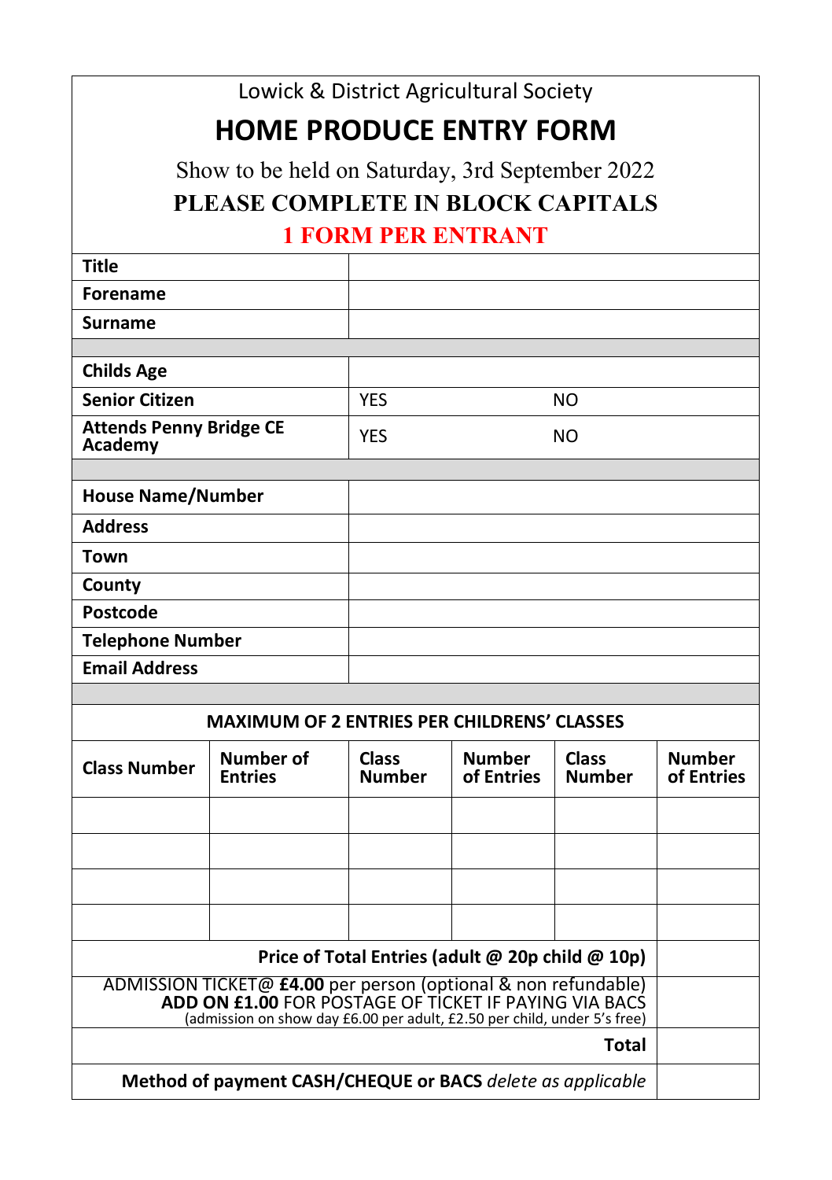Lowick & District Agricultural Society

# HOME PRODUCE ENTRY FORM

Show to be held on Saturday, 3rd September 2022

**PLEASE COMPLETE IN BLOCK CAPITALS**

**1 FORM PER ENTRANT**

| | | |
|---|---|---|
| **Title** | | |
| **Forename** | | |
| **Surname** | | |
| | | |
| **Childs Age** | | |
| **Senior Citizen** | YES | NO |
| **Attends Penny Bridge CE Academy** | YES | NO |
| | | |
| **House Name/Number** | | |
| **Address** | | |
| **Town** | | |
| **County** | | |
| **Postcode** | | |
| **Telephone Number** | | |
| **Email Address** | | |

**MAXIMUM OF 2 ENTRIES PER CHILDRENS' CLASSES**

| **Class Number** | **Number of Entries** | **Class Number** | **Number of Entries** | **Class Number** | **Number of Entries** |
|---|---|---|---|---|---|
| | | | | | |
| | | | | | |
| | | | | | |
| | | | | | |

| | |
|---|---|
| **Price of Total Entries (adult @ 20p child @ 10p)** | |
| ADMISSION TICKET@ **£4.00** per person (optional & non refundable) **ADD ON £1.00** FOR POSTAGE OF TICKET IF PAYING VIA BACS (admission on show day £6.00 per adult, £2.50 per child, under 5's free) | |
| **Total** | |
| **Method of payment CASH/CHEQUE or BACS** *delete as applicable* | |